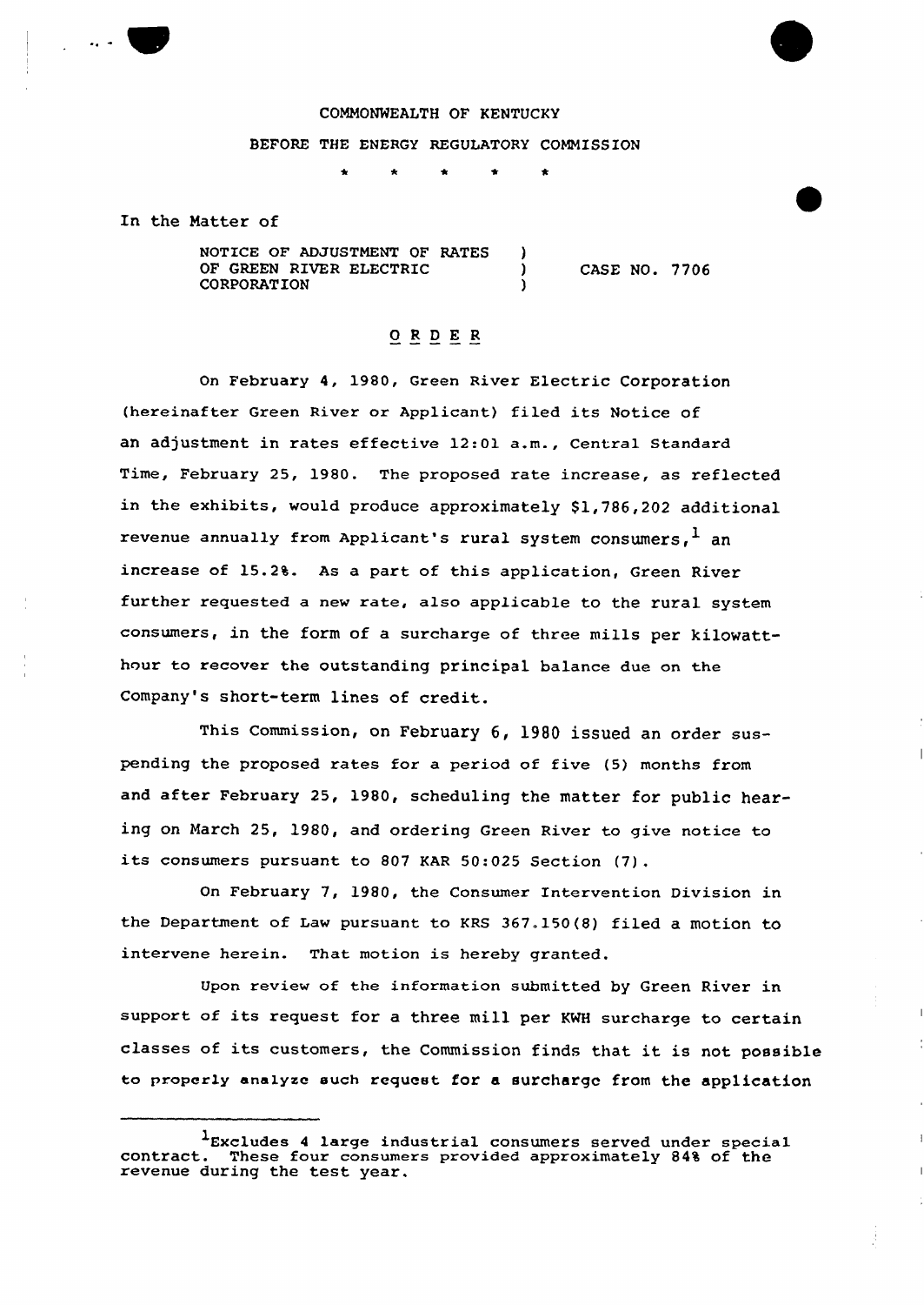COMMONWEALTH OF KENTUCKY

BEFORE THE ENERGY REGULATORY COMMISSION

\* \* \* \* \*

In the Matter of

NOTICE OF ADJUSTMENT OF RATES OF GREEN RIVER ELECTRIC CORPORATION ) CASE NO. 7706

## O R D E R

On February 4, 1980, Green River Electric Corporation (hereinafter Green River or Applicant) filed its Notice of an adjustment in rates effective 12:01 a.m., Central Standard Time, February 25, 1980. The proposed rate increase, as reflected in the exhibits, would produce approximately $1,786,202 additional revenue annually from Applicant's rural system consumers,[1] an increase of 15.2%. As a part of this application, Green River further requested a new rate, also applicable to the rural system consumers, in the form of a surcharge of three mills per kilowatt-hour to recover the outstanding principal balance due on the Company's short-term lines of credit.

This Commission, on February 6, 1980 issued an order suspending the proposed rates for a period of five (5) months from and after February 25, 1980, scheduling the matter for public hearing on March 25, 1980, and ordering Green River to give notice to its consumers pursuant to 807 KAR 50:025 Section (7).

On February 7, 1980, the Consumer Intervention Division in the Department of Law pursuant to KRS 367.150(8) filed a motion to intervene herein. That motion is hereby granted.

Upon review of the information submitted by Green River in support of its request for a three mill per KWH surcharge to certain classes of its customers, the Commission finds that it is not possible to properly analyze such request for a surcharge from the application

[1] Excludes 4 large industrial consumers served under special contract. These four consumers provided approximately 84% of the revenue during the test year.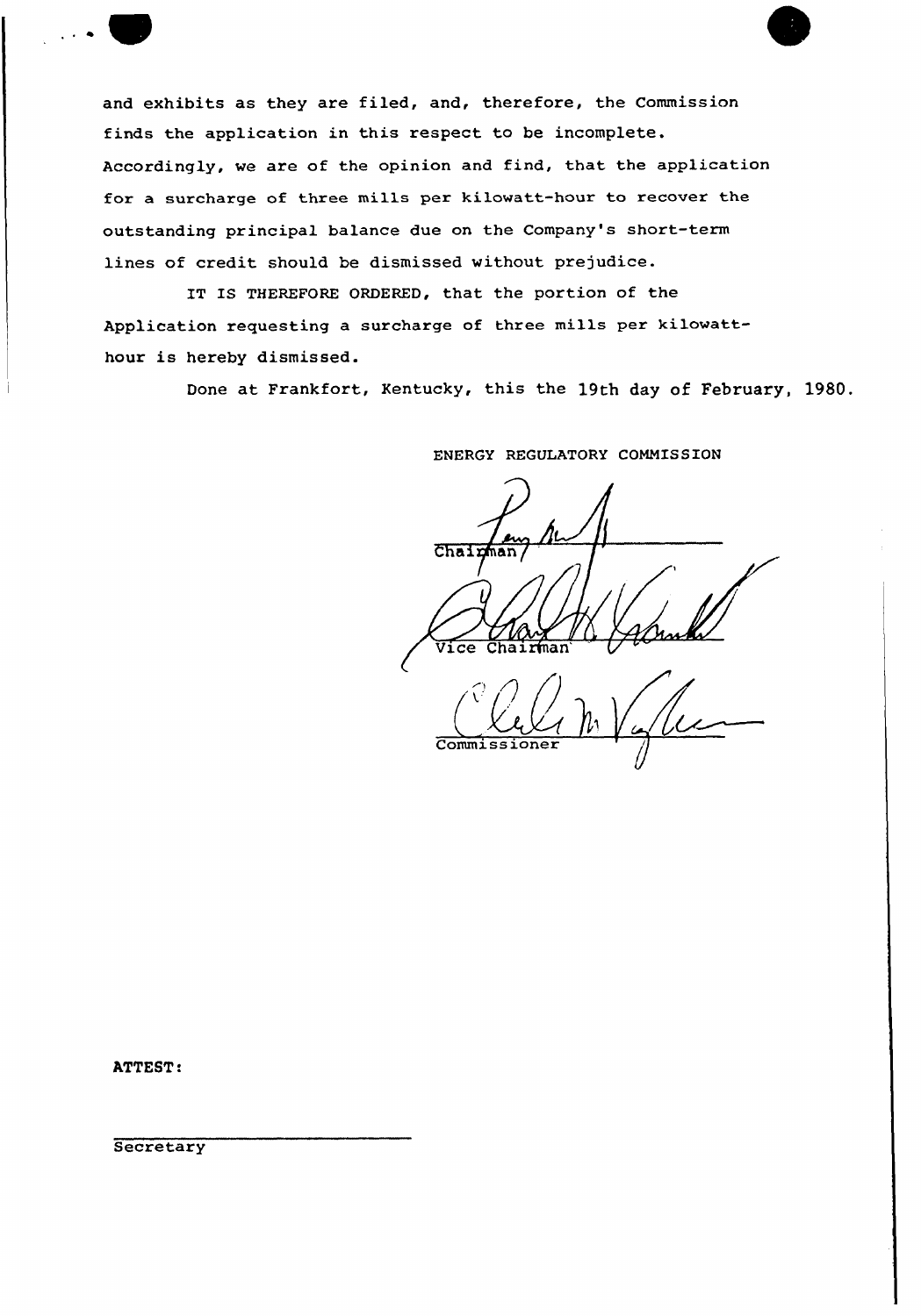and exhibits as they are filed, and, therefore, the Commission finds the application in this respect to be incomplete. Accordingly, we are of the opinion and find, that the application for a surcharge of three mills per kilowatt-hour to recover the outstanding principal balance due on the Company's short-term lines of credit should be dismissed without prejudice.

IT IS THEREFORE ORDERED, that the portion of the Application requesting a surcharge of three mills per kilowatt-hour is hereby dismissed.

Done at Frankfort, Kentucky, this the 19th day of February, 1980.

ENERGY REGULATORY COMMISSION

Chairman

Vice Chairman

Commissioner

ATTEST:

Secretary